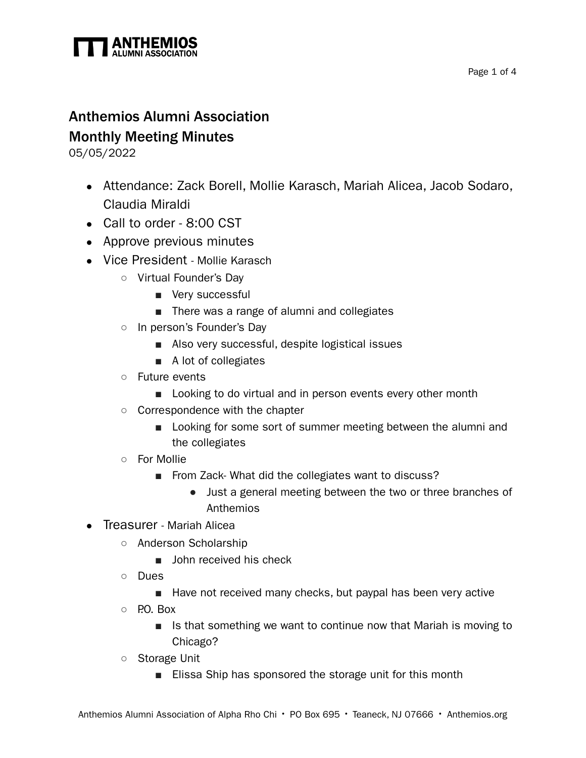# Anthemios Alumni Association

## Monthly Meeting Minutes

05/05/2022

- Attendance: Zack Borell, Mollie Karasch, Mariah Alicea, Jacob Sodaro, Claudia Miraldi
- Call to order - 8:00 CST
- Approve previous minutes
- Vice President - Mollie Karasch
  - Virtual Founder's Day
    - Very successful
    - There was a range of alumni and collegiates
  - In person's Founder's Day
    - Also very successful, despite logistical issues
    - A lot of collegiates
  - Future events
    - Looking to do virtual and in person events every other month
  - Correspondence with the chapter
    - Looking for some sort of summer meeting between the alumni and the collegiates
  - For Mollie
    - From Zack- What did the collegiates want to discuss?
      - Just a general meeting between the two or three branches of Anthemios
- Treasurer - Mariah Alicea
  - Anderson Scholarship
    - John received his check
  - Dues
    - Have not received many checks, but paypal has been very active
  - P.O. Box
    - Is that something we want to continue now that Mariah is moving to Chicago?
  - Storage Unit
    - Elissa Ship has sponsored the storage unit for this month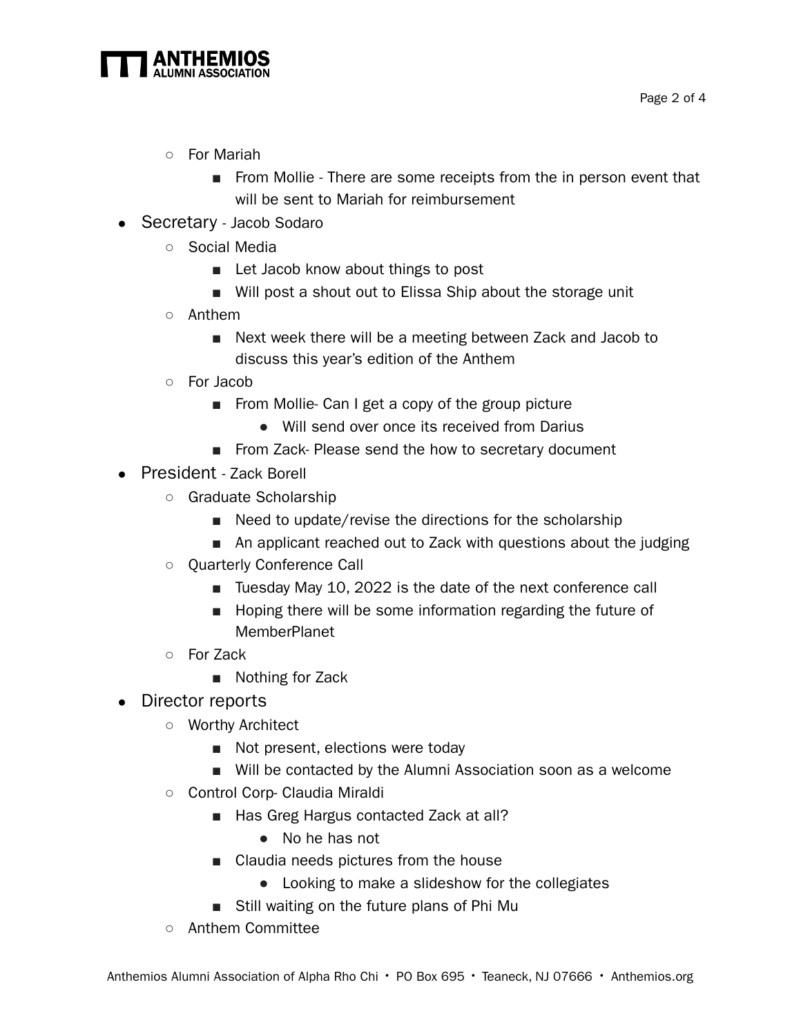- For Mariah
  - From Mollie - There are some receipts from the in person event that will be sent to Mariah for reimbursement
- Secretary - Jacob Sodaro
  - Social Media
    - Let Jacob know about things to post
    - Will post a shout out to Elissa Ship about the storage unit
  - Anthem
    - Next week there will be a meeting between Zack and Jacob to discuss this year's edition of the Anthem
  - For Jacob
    - From Mollie- Can I get a copy of the group picture
      - Will send over once its received from Darius
    - From Zack- Please send the how to secretary document
- President - Zack Borell
  - Graduate Scholarship
    - Need to update/revise the directions for the scholarship
    - An applicant reached out to Zack with questions about the judging
  - Quarterly Conference Call
    - Tuesday May 10, 2022 is the date of the next conference call
    - Hoping there will be some information regarding the future of MemberPlanet
  - For Zack
    - Nothing for Zack
- Director reports
  - Worthy Architect
    - Not present, elections were today
    - Will be contacted by the Alumni Association soon as a welcome
  - Control Corp- Claudia Miraldi
    - Has Greg Hargus contacted Zack at all?
      - No he has not
    - Claudia needs pictures from the house
      - Looking to make a slideshow for the collegiates
    - Still waiting on the future plans of Phi Mu
  - Anthem Committee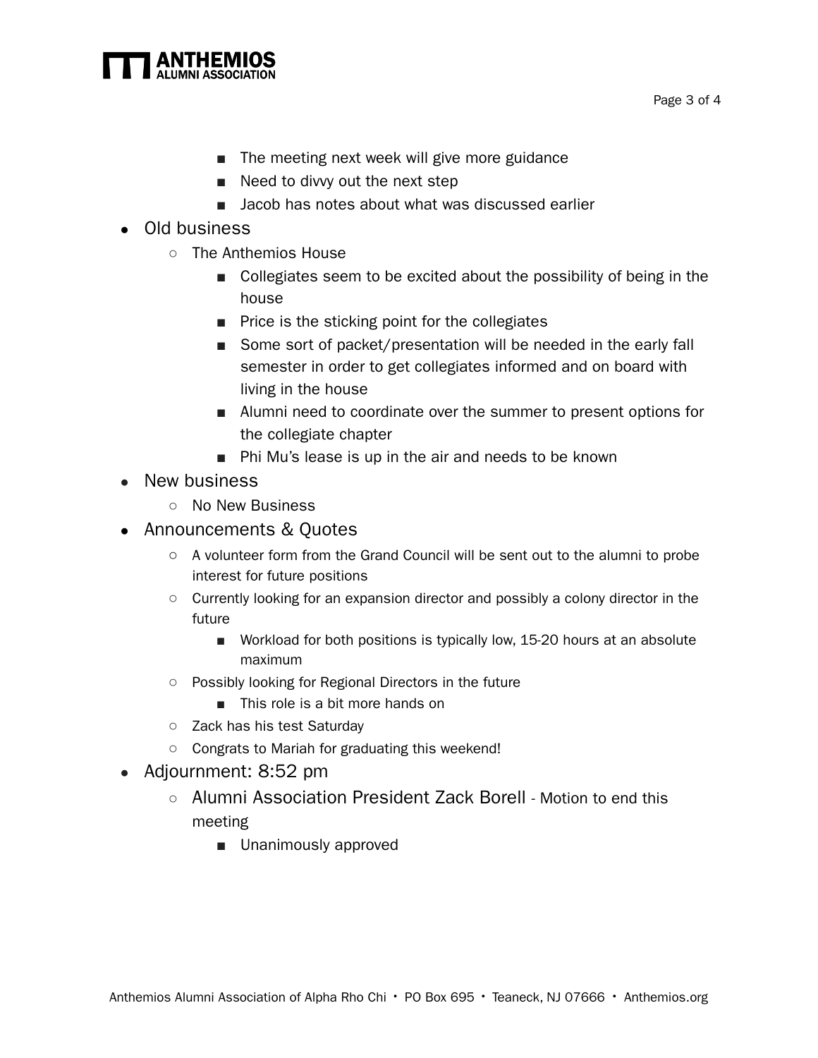- The meeting next week will give more guidance
        - Need to divvy out the next step
        - Jacob has notes about what was discussed earlier
- Old business
    - The Anthemios House
        - Collegiates seem to be excited about the possibility of being in the house
        - Price is the sticking point for the collegiates
        - Some sort of packet/presentation will be needed in the early fall semester in order to get collegiates informed and on board with living in the house
        - Alumni need to coordinate over the summer to present options for the collegiate chapter
        - Phi Mu's lease is up in the air and needs to be known
- New business
    - No New Business
- Announcements & Quotes
    - A volunteer form from the Grand Council will be sent out to the alumni to probe interest for future positions
    - Currently looking for an expansion director and possibly a colony director in the future
        - Workload for both positions is typically low, 15-20 hours at an absolute maximum
    - Possibly looking for Regional Directors in the future
        - This role is a bit more hands on
    - Zack has his test Saturday
    - Congrats to Mariah for graduating this weekend!
- Adjournment: 8:52 pm
    - Alumni Association President Zack Borell - Motion to end this meeting
        - Unanimously approved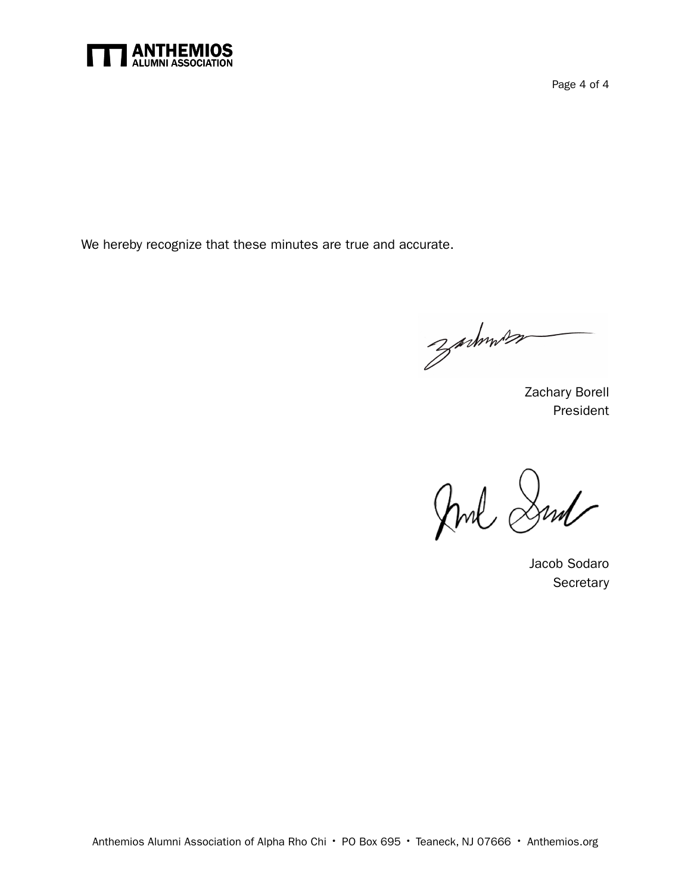We hereby recognize that these minutes are true and accurate.

Zachary Borell
President

Jacob Sodaro
Secretary